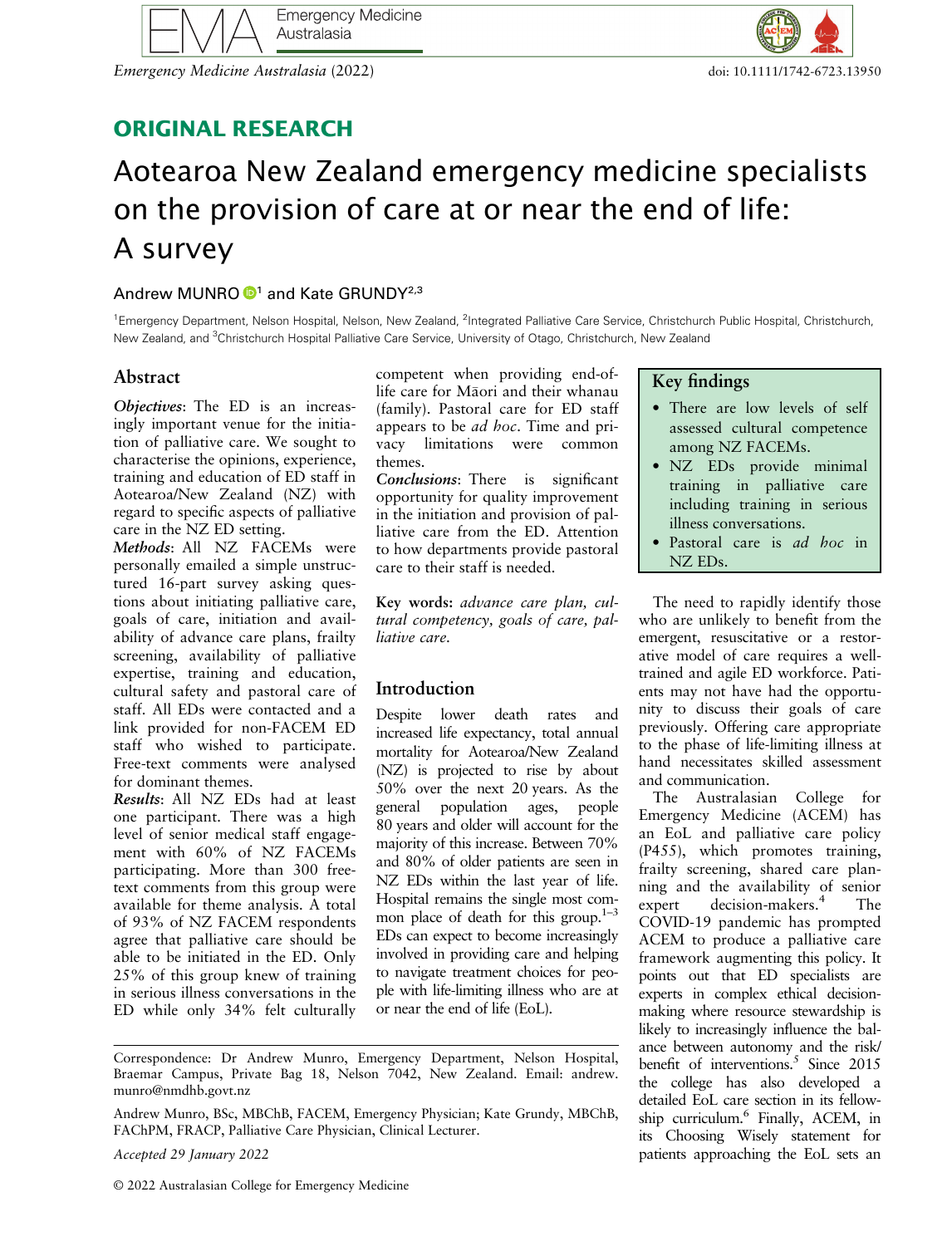## ORIGINAL RESEARCH

# Aotearoa New Zealand emergency medicine specialists on the provision of care at or near the end of life: A survey

Andrew MUNRO[1] and Kate GRUNDY[2,3]

[1]Emergency Department, Nelson Hospital, Nelson, New Zealand, [2]Integrated Palliative Care Service, Christchurch Public Hospital, Christchurch, New Zealand, and [3]Christchurch Hospital Palliative Care Service, University of Otago, Christchurch, New Zealand

## Abstract

***Objectives***: The ED is an increasingly important venue for the initiation of palliative care. We sought to characterise the opinions, experience, training and education of ED staff in Aotearoa/New Zealand (NZ) with regard to specific aspects of palliative care in the NZ ED setting.

***Methods***: All NZ FACEMs were personally emailed a simple unstructured 16-part survey asking questions about initiating palliative care, goals of care, initiation and availability of advance care plans, frailty screening, availability of palliative expertise, training and education, cultural safety and pastoral care of staff. All EDs were contacted and a link provided for non-FACEM ED staff who wished to participate. Free-text comments were analysed for dominant themes.

***Results***: All NZ EDs had at least one participant. There was a high level of senior medical staff engagement with 60% of NZ FACEMs participating. More than 300 free-text comments from this group were available for theme analysis. A total of 93% of NZ FACEM respondents agree that palliative care should be able to be initiated in the ED. Only 25% of this group knew of training in serious illness conversations in the ED while only 34% felt culturally competent when providing end-of-life care for Māori and their whanau (family). Pastoral care for ED staff appears to be *ad hoc*. Time and privacy limitations were common themes.

***Conclusions***: There is significant opportunity for quality improvement in the initiation and provision of palliative care from the ED. Attention to how departments provide pastoral care to their staff is needed.

**Key words:** *advance care plan, cultural competency, goals of care, palliative care.*

## Key findings

- There are low levels of self assessed cultural competence among NZ FACEMs.
- NZ EDs provide minimal training in palliative care including training in serious illness conversations.
- Pastoral care is *ad hoc* in NZ EDs.

## Introduction

Despite lower death rates and increased life expectancy, total annual mortality for Aotearoa/New Zealand (NZ) is projected to rise by about 50% over the next 20 years. As the general population ages, people 80 years and older will account for the majority of this increase. Between 70% and 80% of older patients are seen in NZ EDs within the last year of life. Hospital remains the single most common place of death for this group.[1–3] EDs can expect to become increasingly involved in providing care and helping to navigate treatment choices for people with life-limiting illness who are at or near the end of life (EoL).

The need to rapidly identify those who are unlikely to benefit from the emergent, resuscitative or a restorative model of care requires a well-trained and agile ED workforce. Patients may not have had the opportunity to discuss their goals of care previously. Offering care appropriate to the phase of life-limiting illness at hand necessitates skilled assessment and communication.

The Australasian College for Emergency Medicine (ACEM) has an EoL and palliative care policy (P455), which promotes training, frailty screening, shared care planning and the availability of senior expert decision-makers.[4] The COVID-19 pandemic has prompted ACEM to produce a palliative care framework augmenting this policy. It points out that ED specialists are experts in complex ethical decision-making where resource stewardship is likely to increasingly influence the balance between autonomy and the risk/benefit of interventions.[5] Since 2015 the college has also developed a detailed EoL care section in its fellowship curriculum.[6] Finally, ACEM, in its Choosing Wisely statement for patients approaching the EoL sets an

Correspondence: Dr Andrew Munro, Emergency Department, Nelson Hospital, Braemar Campus, Private Bag 18, Nelson 7042, New Zealand. Email: andrew.munro@nmdhb.govt.nz

Andrew Munro, BSc, MBChB, FACEM, Emergency Physician; Kate Grundy, MBChB, FAChPM, FRACP, Palliative Care Physician, Clinical Lecturer.

*Accepted 29 January 2022*

© 2022 Australasian College for Emergency Medicine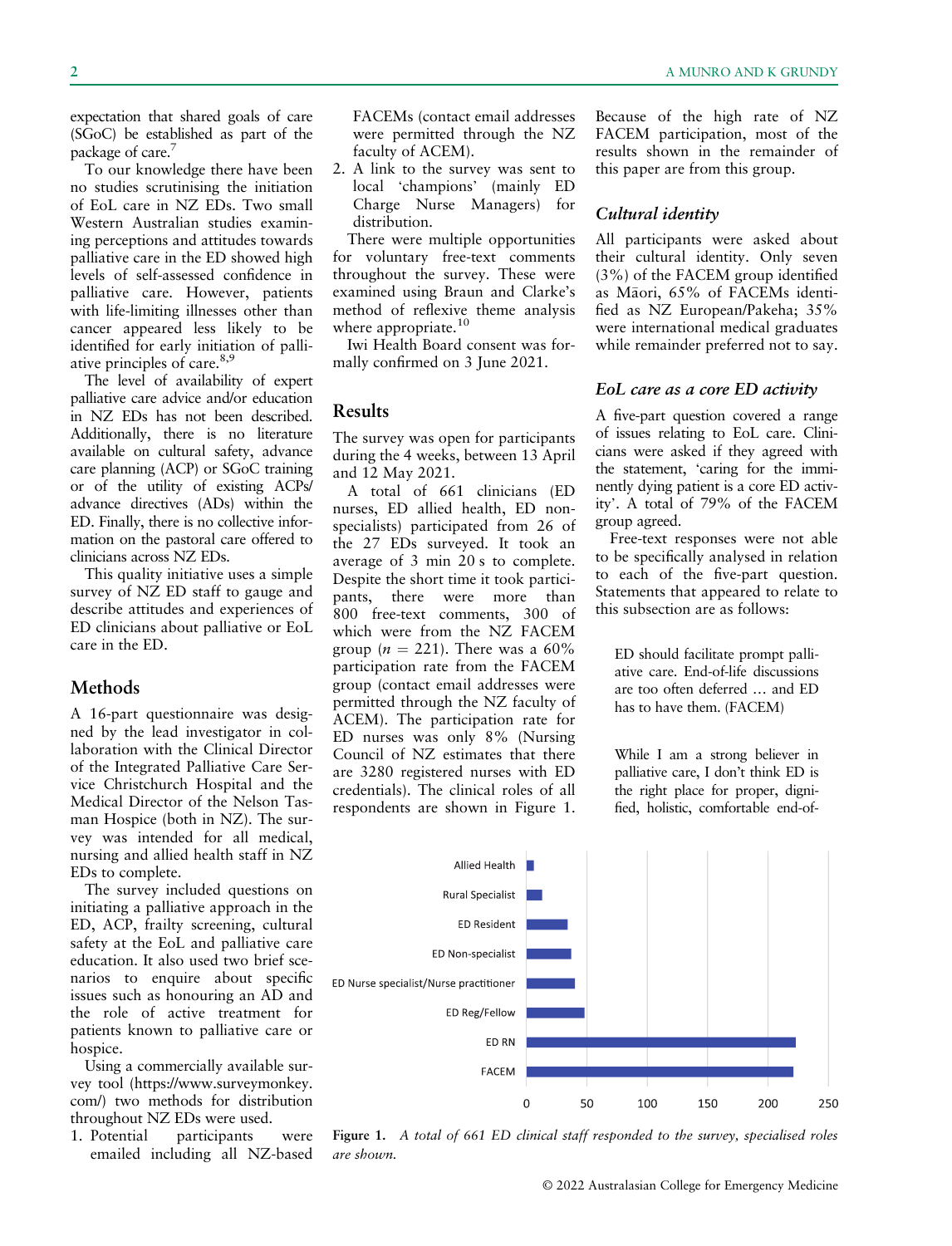expectation that shared goals of care (SGoC) be established as part of the package of care.[7]

To our knowledge there have been no studies scrutinising the initiation of EoL care in NZ EDs. Two small Western Australian studies examining perceptions and attitudes towards palliative care in the ED showed high levels of self-assessed confidence in palliative care. However, patients with life-limiting illnesses other than cancer appeared less likely to be identified for early initiation of palliative principles of care.[8,9]

The level of availability of expert palliative care advice and/or education in NZ EDs has not been described. Additionally, there is no literature available on cultural safety, advance care planning (ACP) or SGoC training or of the utility of existing ACPs/advance directives (ADs) within the ED. Finally, there is no collective information on the pastoral care offered to clinicians across NZ EDs.

This quality initiative uses a simple survey of NZ ED staff to gauge and describe attitudes and experiences of ED clinicians about palliative or EoL care in the ED.

## Methods

A 16-part questionnaire was designed by the lead investigator in collaboration with the Clinical Director of the Integrated Palliative Care Service Christchurch Hospital and the Medical Director of the Nelson Tasman Hospice (both in NZ). The survey was intended for all medical, nursing and allied health staff in NZ EDs to complete.

The survey included questions on initiating a palliative approach in the ED, ACP, frailty screening, cultural safety at the EoL and palliative care education. It also used two brief scenarios to enquire about specific issues such as honouring an AD and the role of active treatment for patients known to palliative care or hospice.

Using a commercially available survey tool (https://www.surveymonkey.com/) two methods for distribution throughout NZ EDs were used.

1. Potential participants were emailed including all NZ-based FACEMs (contact email addresses were permitted through the NZ faculty of ACEM).
2. A link to the survey was sent to local 'champions' (mainly ED Charge Nurse Managers) for distribution.

There were multiple opportunities for voluntary free-text comments throughout the survey. These were examined using Braun and Clarke's method of reflexive theme analysis where appropriate.[10]

Iwi Health Board consent was formally confirmed on 3 June 2021.

## Results

The survey was open for participants during the 4 weeks, between 13 April and 12 May 2021.

A total of 661 clinicians (ED nurses, ED allied health, ED non-specialists) participated from 26 of the 27 EDs surveyed. It took an average of 3 min 20 s to complete. Despite the short time it took participants, there were more than 800 free-text comments, 300 of which were from the NZ FACEM group ($n$ = 221). There was a 60% participation rate from the FACEM group (contact email addresses were permitted through the NZ faculty of ACEM). The participation rate for ED nurses was only 8% (Nursing Council of NZ estimates that there are 3280 registered nurses with ED credentials). The clinical roles of all respondents are shown in Figure 1. Because of the high rate of NZ FACEM participation, most of the results shown in the remainder of this paper are from this group.

### Cultural identity

All participants were asked about their cultural identity. Only seven (3%) of the FACEM group identified as Māori, 65% of FACEMs identified as NZ European/Pakeha; 35% were international medical graduates while remainder preferred not to say.

### EoL care as a core ED activity

A five-part question covered a range of issues relating to EoL care. Clinicians were asked if they agreed with the statement, 'caring for the imminently dying patient is a core ED activity'. A total of 79% of the FACEM group agreed.

Free-text responses were not able to be specifically analysed in relation to each of the five-part question. Statements that appeared to relate to this subsection are as follows:

> ED should facilitate prompt palliative care. End-of-life discussions are too often deferred … and ED has to have them. (FACEM)

> While I am a strong believer in palliative care, I don't think ED is the right place for proper, dignified, holistic, comfortable end-of-

| Role | Respondents (approx.) |
|---|---|
| Allied Health | ~5 |
| Rural Specialist | ~12 |
| ED Resident | ~33 |
| ED Non-specialist | ~36 |
| ED Nurse specialist/Nurse practitioner | ~39 |
| ED Reg/Fellow | ~47 |
| ED RN | ~222 |
| FACEM | ~221 |

**Figure 1.** *A total of 661 ED clinical staff responded to the survey, specialised roles are shown.*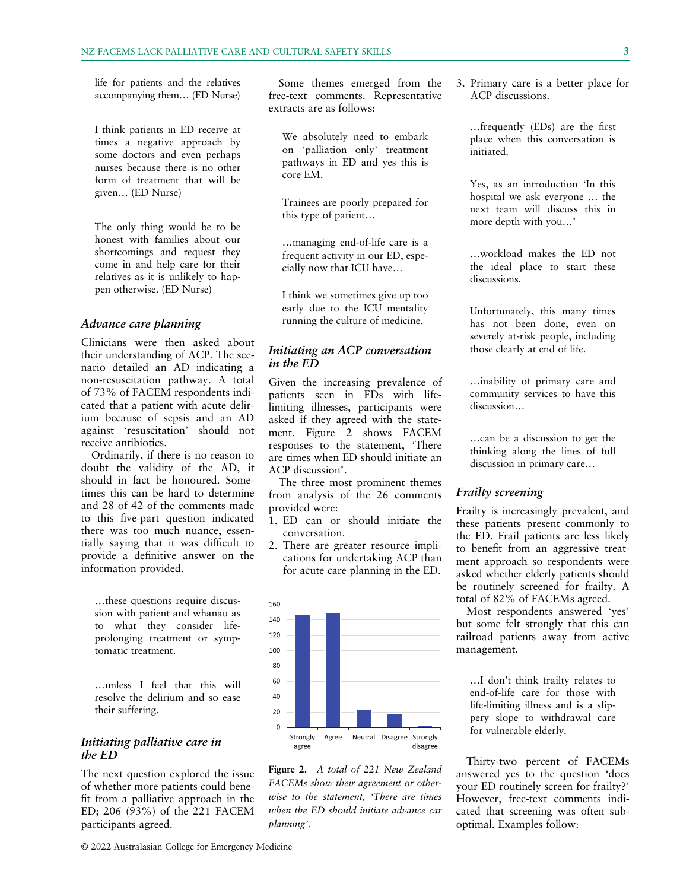life for patients and the relatives accompanying them… (ED Nurse)

I think patients in ED receive at times a negative approach by some doctors and even perhaps nurses because there is no other form of treatment that will be given… (ED Nurse)

The only thing would be to be honest with families about our shortcomings and request they come in and help care for their relatives as it is unlikely to happen otherwise. (ED Nurse)

### Advance care planning

Clinicians were then asked about their understanding of ACP. The scenario detailed an AD indicating a non-resuscitation pathway. A total of 73% of FACEM respondents indicated that a patient with acute delirium because of sepsis and an AD against 'resuscitation' should not receive antibiotics.

Ordinarily, if there is no reason to doubt the validity of the AD, it should in fact be honoured. Sometimes this can be hard to determine and 28 of 42 of the comments made to this five-part question indicated there was too much nuance, essentially saying that it was difficult to provide a definitive answer on the information provided.

…these questions require discussion with patient and whanau as to what they consider life-prolonging treatment or symptomatic treatment.

…unless I feel that this will resolve the delirium and so ease their suffering.

### Initiating palliative care in the ED

The next question explored the issue of whether more patients could benefit from a palliative approach in the ED; 206 (93%) of the 221 FACEM participants agreed.

Some themes emerged from the free-text comments. Representative extracts are as follows:

We absolutely need to embark on 'palliation only' treatment pathways in ED and yes this is core EM.

Trainees are poorly prepared for this type of patient…

…managing end-of-life care is a frequent activity in our ED, especially now that ICU have…

I think we sometimes give up too early due to the ICU mentality running the culture of medicine.

### Initiating an ACP conversation in the ED

Given the increasing prevalence of patients seen in EDs with life-limiting illnesses, participants were asked if they agreed with the statement. Figure 2 shows FACEM responses to the statement, 'There are times when ED should initiate an ACP discussion'.

The three most prominent themes from analysis of the 26 comments provided were:

1. ED can or should initiate the conversation.
2. There are greater resource implications for undertaking ACP than for acute care planning in the ED.
3. Primary care is a better place for ACP discussions.

**Figure 2.** *A total of 221 New Zealand FACEMs show their agreement or otherwise to the statement, 'There are times when the ED should initiate advance car planning'.*

…frequently (EDs) are the first place when this conversation is initiated.

Yes, as an introduction 'In this hospital we ask everyone … the next team will discuss this in more depth with you…'

…workload makes the ED not the ideal place to start these discussions.

Unfortunately, this many times has not been done, even on severely at-risk people, including those clearly at end of life.

…inability of primary care and community services to have this discussion…

…can be a discussion to get the thinking along the lines of full discussion in primary care…

### Frailty screening

Frailty is increasingly prevalent, and these patients present commonly to the ED. Frail patients are less likely to benefit from an aggressive treatment approach so respondents were asked whether elderly patients should be routinely screened for frailty. A total of 82% of FACEMs agreed.

Most respondents answered 'yes' but some felt strongly that this can railroad patients away from active management.

…I don't think frailty relates to end-of-life care for those with life-limiting illness and is a slippery slope to withdrawal care for vulnerable elderly.

Thirty-two percent of FACEMs answered yes to the question 'does your ED routinely screen for frailty?' However, free-text comments indicated that screening was often suboptimal. Examples follow: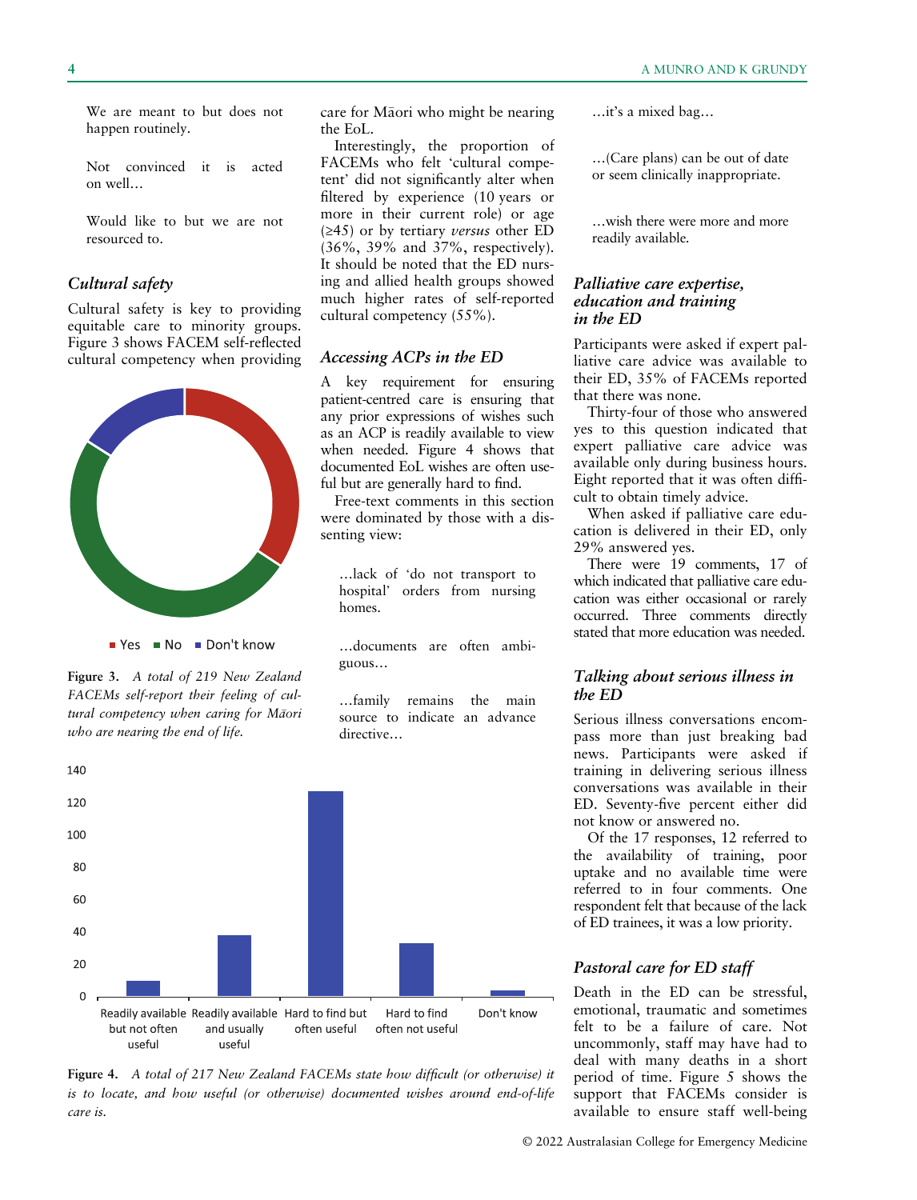We are meant to but does not happen routinely.

Not convinced it is acted on well…

Would like to but we are not resourced to.

### Cultural safety

Cultural safety is key to providing equitable care to minority groups. Figure 3 shows FACEM self-reflected cultural competency when providing care for Māori who might be nearing the EoL.

Interestingly, the proportion of FACEMs who felt 'cultural competent' did not significantly alter when filtered by experience (10 years or more in their current role) or age (≥45) or by tertiary *versus* other ED (36%, 39% and 37%, respectively). It should be noted that the ED nursing and allied health groups showed much higher rates of self-reported cultural competency (55%).

Yes No Don't know

**Figure 3.** *A total of 219 New Zealand FACEMs self-report their feeling of cultural competency when caring for Māori who are nearing the end of life.*

### Accessing ACPs in the ED

A key requirement for ensuring patient-centred care is ensuring that any prior expressions of wishes such as an ACP is readily available to view when needed. Figure 4 shows that documented EoL wishes are often useful but are generally hard to find.

Free-text comments in this section were dominated by those with a dissenting view:

…lack of 'do not transport to hospital' orders from nursing homes.

…documents are often ambiguous…

…family remains the main source to indicate an advance directive…

…it's a mixed bag…

…(Care plans) can be out of date or seem clinically inappropriate.

…wish there were more and more readily available.

**Figure 4.** *A total of 217 New Zealand FACEMs state how difficult (or otherwise) it is to locate, and how useful (or otherwise) documented wishes around end-of-life care is.*

### Palliative care expertise, education and training in the ED

Participants were asked if expert palliative care advice was available to their ED, 35% of FACEMs reported that there was none.

Thirty-four of those who answered yes to this question indicated that expert palliative care advice was available only during business hours. Eight reported that it was often difficult to obtain timely advice.

When asked if palliative care education is delivered in their ED, only 29% answered yes.

There were 19 comments, 17 of which indicated that palliative care education was either occasional or rarely occurred. Three comments directly stated that more education was needed.

### Talking about serious illness in the ED

Serious illness conversations encompass more than just breaking bad news. Participants were asked if training in delivering serious illness conversations was available in their ED. Seventy-five percent either did not know or answered no.

Of the 17 responses, 12 referred to the availability of training, poor uptake and no available time were referred to in four comments. One respondent felt that because of the lack of ED trainees, it was a low priority.

### Pastoral care for ED staff

Death in the ED can be stressful, emotional, traumatic and sometimes felt to be a failure of care. Not uncommonly, staff may have had to deal with many deaths in a short period of time. Figure 5 shows the support that FACEMs consider is available to ensure staff well-being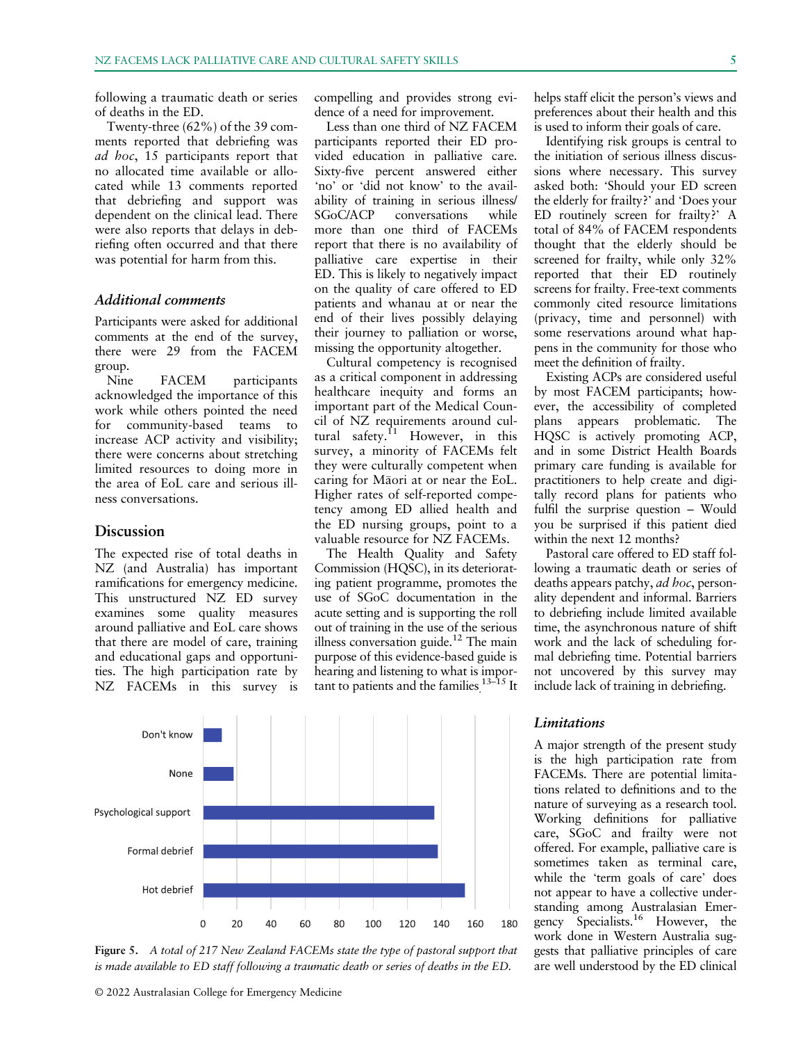following a traumatic death or series of deaths in the ED.

Twenty-three (62%) of the 39 comments reported that debriefing was *ad hoc*, 15 participants report that no allocated time available or allocated while 13 comments reported that debriefing and support was dependent on the clinical lead. There were also reports that delays in debriefing often occurred and that there was potential for harm from this.

### Additional comments

Participants were asked for additional comments at the end of the survey, there were 29 from the FACEM group.

Nine FACEM participants acknowledged the importance of this work while others pointed the need for community-based teams to increase ACP activity and visibility; there were concerns about stretching limited resources to doing more in the area of EoL care and serious illness conversations.

## Discussion

The expected rise of total deaths in NZ (and Australia) has important ramifications for emergency medicine. This unstructured NZ ED survey examines some quality measures around palliative and EoL care shows that there are model of care, training and educational gaps and opportunities. The high participation rate by NZ FACEMs in this survey is compelling and provides strong evidence of a need for improvement.

Less than one third of NZ FACEM participants reported their ED provided education in palliative care. Sixty-five percent answered either 'no' or 'did not know' to the availability of training in serious illness/SGoC/ACP conversations while more than one third of FACEMs report that there is no availability of palliative care expertise in their ED. This is likely to negatively impact on the quality of care offered to ED patients and whanau at or near the end of their lives possibly delaying their journey to palliation or worse, missing the opportunity altogether.

Cultural competency is recognised as a critical component in addressing healthcare inequity and forms an important part of the Medical Council of NZ requirements around cultural safety.[11] However, in this survey, a minority of FACEMs felt they were culturally competent when caring for Māori at or near the EoL. Higher rates of self-reported competency among ED allied health and the ED nursing groups, point to a valuable resource for NZ FACEMs.

The Health Quality and Safety Commission (HQSC), in its deteriorating patient programme, promotes the use of SGoC documentation in the acute setting and is supporting the roll out of training in the use of the serious illness conversation guide.[12] The main purpose of this evidence-based guide is hearing and listening to what is important to patients and the families.[13–15] It helps staff elicit the person's views and preferences about their health and this is used to inform their goals of care.

Identifying risk groups is central to the initiation of serious illness discussions where necessary. This survey asked both: 'Should your ED screen the elderly for frailty?' and 'Does your ED routinely screen for frailty?' A total of 84% of FACEM respondents thought that the elderly should be screened for frailty, while only 32% reported that their ED routinely screens for frailty. Free-text comments commonly cited resource limitations (privacy, time and personnel) with some reservations around what happens in the community for those who meet the definition of frailty.

Existing ACPs are considered useful by most FACEM participants; however, the accessibility of completed plans appears problematic. The HQSC is actively promoting ACP, and in some District Health Boards primary care funding is available for practitioners to help create and digitally record plans for patients who fulfil the surprise question – Would you be surprised if this patient died within the next 12 months?

Pastoral care offered to ED staff following a traumatic death or series of deaths appears patchy, *ad hoc*, personality dependent and informal. Barriers to debriefing include limited available time, the asynchronous nature of shift work and the lack of scheduling formal debriefing time. Potential barriers not uncovered by this survey may include lack of training in debriefing.

| Type of pastoral support | Approximate count |
|---|---|
| Don't know | ~11 |
| None | ~18 |
| Psychological support | ~136 |
| Formal debrief | ~138 |
| Hot debrief | ~154 |

**Figure 5.** *A total of 217 New Zealand FACEMs state the type of pastoral support that is made available to ED staff following a traumatic death or series of deaths in the ED.*

### Limitations

A major strength of the present study is the high participation rate from FACEMs. There are potential limitations related to definitions and to the nature of surveying as a research tool. Working definitions for palliative care, SGoC and frailty were not offered. For example, palliative care is sometimes taken as terminal care, while the 'term goals of care' does not appear to have a collective understanding among Australasian Emergency Specialists.[16] However, the work done in Western Australia suggests that palliative principles of care are well understood by the ED clinical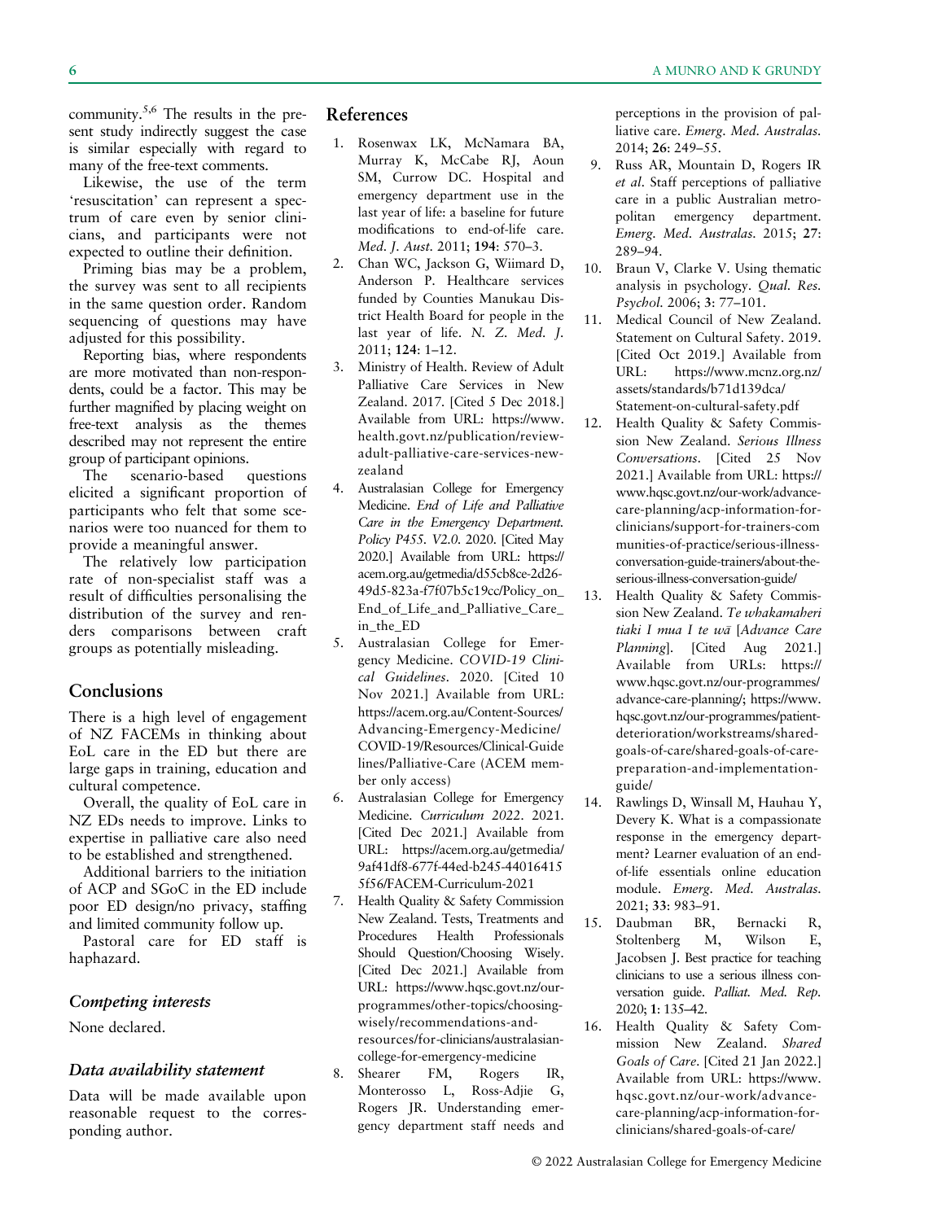community.[5,6] The results in the present study indirectly suggest the case is similar especially with regard to many of the free-text comments.

Likewise, the use of the term 'resuscitation' can represent a spectrum of care even by senior clinicians, and participants were not expected to outline their definition.

Priming bias may be a problem, the survey was sent to all recipients in the same question order. Random sequencing of questions may have adjusted for this possibility.

Reporting bias, where respondents are more motivated than non-respondents, could be a factor. This may be further magnified by placing weight on free-text analysis as the themes described may not represent the entire group of participant opinions.

The scenario-based questions elicited a significant proportion of participants who felt that some scenarios were too nuanced for them to provide a meaningful answer.

The relatively low participation rate of non-specialist staff was a result of difficulties personalising the distribution of the survey and renders comparisons between craft groups as potentially misleading.

## Conclusions

There is a high level of engagement of NZ FACEMs in thinking about EoL care in the ED but there are large gaps in training, education and cultural competence.

Overall, the quality of EoL care in NZ EDs needs to improve. Links to expertise in palliative care also need to be established and strengthened.

Additional barriers to the initiation of ACP and SGoC in the ED include poor ED design/no privacy, staffing and limited community follow up.

Pastoral care for ED staff is haphazard.

### *Competing interests*

None declared.

### *Data availability statement*

Data will be made available upon reasonable request to the corresponding author.

## References

1. Rosenwax LK, McNamara BA, Murray K, McCabe RJ, Aoun SM, Currow DC. Hospital and emergency department use in the last year of life: a baseline for future modifications to end-of-life care. *Med. J. Aust.* 2011; **194**: 570–3.
2. Chan WC, Jackson G, Wiimard D, Anderson P. Healthcare services funded by Counties Manukau District Health Board for people in the last year of life. *N. Z. Med. J.* 2011; **124**: 1–12.
3. Ministry of Health. Review of Adult Palliative Care Services in New Zealand. 2017. [Cited 5 Dec 2018.] Available from URL: https://www.health.govt.nz/publication/review-adult-palliative-care-services-new-zealand
4. Australasian College for Emergency Medicine. *End of Life and Palliative Care in the Emergency Department. Policy P455. V2.0*. 2020. [Cited May 2020.] Available from URL: https://acem.org.au/getmedia/d55cb8ce-2d26-49d5-823a-f7f07b5c19cc/Policy_on_End_of_Life_and_Palliative_Care_in_the_ED
5. Australasian College for Emergency Medicine. *COVID-19 Clinical Guidelines*. 2020. [Cited 10 Nov 2021.] Available from URL: https://acem.org.au/Content-Sources/Advancing-Emergency-Medicine/COVID-19/Resources/Clinical-Guidelines/Palliative-Care (ACEM member only access)
6. Australasian College for Emergency Medicine. *Curriculum 2022*. 2021. [Cited Dec 2021.] Available from URL: https://acem.org.au/getmedia/9af41df8-677f-44ed-b245-440164155f56/FACEM-Curriculum-2021
7. Health Quality & Safety Commission New Zealand. Tests, Treatments and Procedures Health Professionals Should Question/Choosing Wisely. [Cited Dec 2021.] Available from URL: https://www.hqsc.govt.nz/our-programmes/other-topics/choosing-wisely/recommendations-and-resources/for-clinicians/australasian-college-for-emergency-medicine
8. Shearer FM, Rogers IR, Monterosso L, Ross-Adjie G, Rogers JR. Understanding emergency department staff needs and perceptions in the provision of palliative care. *Emerg. Med. Australas.* 2014; **26**: 249–55.
9. Russ AR, Mountain D, Rogers IR *et al*. Staff perceptions of palliative care in a public Australian metropolitan emergency department. *Emerg. Med. Australas.* 2015; **27**: 289–94.
10. Braun V, Clarke V. Using thematic analysis in psychology. *Qual. Res. Psychol.* 2006; **3**: 77–101.
11. Medical Council of New Zealand. Statement on Cultural Safety. 2019. [Cited Oct 2019.] Available from URL: https://www.mcnz.org.nz/assets/standards/b71d139dca/Statement-on-cultural-safety.pdf
12. Health Quality & Safety Commission New Zealand. *Serious Illness Conversations*. [Cited 25 Nov 2021.] Available from URL: https://www.hqsc.govt.nz/our-work/advance-care-planning/acp-information-for-clinicians/support-for-trainers-communities-of-practice/serious-illness-conversation-guide-trainers/about-the-serious-illness-conversation-guide/
13. Health Quality & Safety Commission New Zealand. *Te whakamahere tiaki I mua I te wā* [*Advance Care Planning*]. [Cited Aug 2021.] Available from URLs: https://www.hqsc.govt.nz/our-programmes/advance-care-planning/; https://www.hqsc.govt.nz/our-programmes/patient-deterioration/workstreams/shared-goals-of-care/shared-goals-of-care-preparation-and-implementation-guide/
14. Rawlings D, Winsall M, Hauhau Y, Devery K. What is a compassionate response in the emergency department? Learner evaluation of an end-of-life essentials online education module. *Emerg. Med. Australas.* 2021; **33**: 983–91.
15. Daubman BR, Bernacki R, Stoltenberg M, Wilson E, Jacobsen J. Best practice for teaching clinicians to use a serious illness conversation guide. *Palliat. Med. Rep.* 2020; **1**: 135–42.
16. Health Quality & Safety Commission New Zealand. *Shared Goals of Care*. [Cited 21 Jan 2022.] Available from URL: https://www.hqsc.govt.nz/our-work/advance-care-planning/acp-information-for-clinicians/shared-goals-of-care/

© 2022 Australasian College for Emergency Medicine